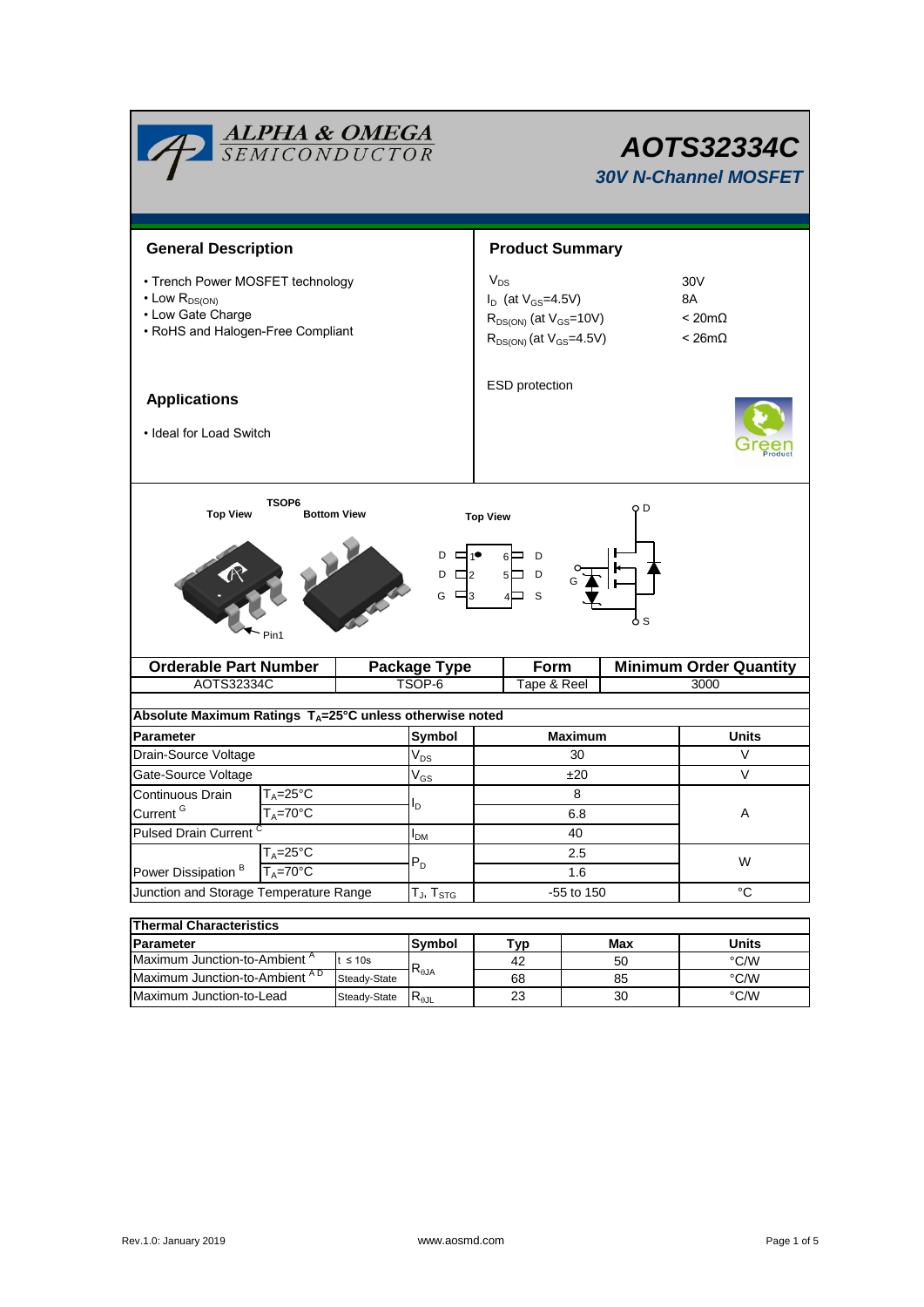# AOTS32334C

## 30V N-Channel MOSFET

## General Description

- Trench Power MOSFET technology
- Low $R_{DS(ON)}$
- Low Gate Charge
- RoHS and Halogen-Free Compliant

## Product Summary

| | |
|---|---|
| $V_{DS}$ | 30V |
| $I_D$ (at $V_{GS}$=4.5V) | 8A |
| $R_{DS(ON)}$ (at $V_{GS}$=10V) | < 20mΩ |
| $R_{DS(ON)}$ (at $V_{GS}$=4.5V) | < 26mΩ |

ESD protection

## Applications

- Ideal for Load Switch

TSOP6

Top View / Bottom View

Top View

D 1 | 6 D
D 2 | 5 D
G 3 | 4 S

| Orderable Part Number | Package Type | Form | Minimum Order Quantity |
|---|---|---|---|
| AOTS32334C | TSOP-6 | Tape & Reel | 3000 |

**Absolute Maximum Ratings $T_A$=25°C unless otherwise noted**

| Parameter | | Symbol | Maximum | Units |
|---|---|---|---|---|
| Drain-Source Voltage | | $V_{DS}$ | 30 | V |
| Gate-Source Voltage | | $V_{GS}$ | ±20 | V |
| Continuous Drain Current [G] | $T_A$=25°C | $I_D$ | 8 | A |
| | $T_A$=70°C | | 6.8 | |
| Pulsed Drain Current [C] | | $I_{DM}$ | 40 | |
| Power Dissipation [B] | $T_A$=25°C | $P_D$ | 2.5 | W |
| | $T_A$=70°C | | 1.6 | |
| Junction and Storage Temperature Range | | $T_J$, $T_{STG}$ | -55 to 150 | °C |

**Thermal Characteristics**

| Parameter | | Symbol | Typ | Max | Units |
|---|---|---|---|---|---|
| Maximum Junction-to-Ambient [A] | t ≤ 10s | $R_{\theta JA}$ | 42 | 50 | °C/W |
| Maximum Junction-to-Ambient [A D] | Steady-State | | 68 | 85 | °C/W |
| Maximum Junction-to-Lead | Steady-State | $R_{\theta JL}$ | 23 | 30 | °C/W |

Rev.1.0: January 2019 www.aosmd.com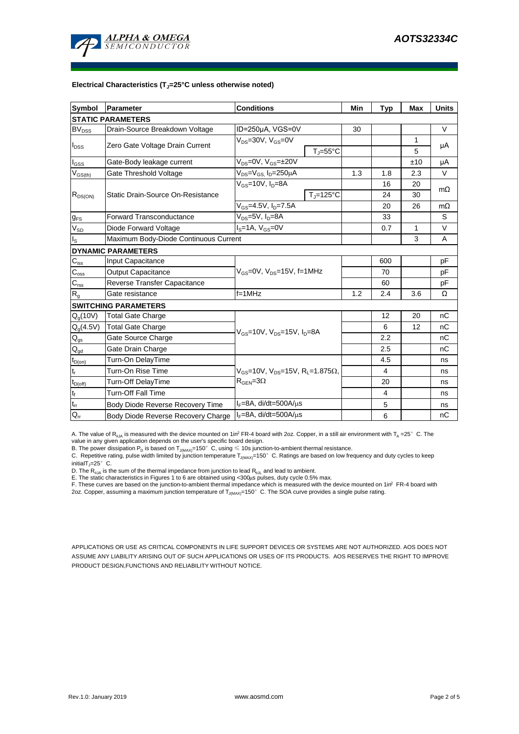**Electrical Characteristics ($T_J$=25°C unless otherwise noted)**

| Symbol | Parameter | Conditions | | Min | Typ | Max | Units |
|---|---|---|---|---|---|---|---|
| **STATIC PARAMETERS** | | | | | | | |
| $BV_{DSS}$ | Drain-Source Breakdown Voltage | ID=250µA, VGS=0V | | 30 | | | V |
| $I_{DSS}$ | Zero Gate Voltage Drain Current | $V_{DS}$=30V, $V_{GS}$=0V | | | | 1 | µA |
| | | | $T_J$=55°C | | | 5 | |
| $I_{GSS}$ | Gate-Body leakage current | $V_{DS}$=0V, $V_{GS}$=±20V | | | | ±10 | µA |
| $V_{GS(th)}$ | Gate Threshold Voltage | $V_{DS}$=$V_{GS}$, $I_D$=250µA | | 1.3 | 1.8 | 2.3 | V |
| $R_{DS(ON)}$ | Static Drain-Source On-Resistance | $V_{GS}$=10V, $I_D$=8A | | | 16 | 20 | mΩ |
| | | | $T_J$=125°C | | 24 | 30 | |
| | | $V_{GS}$=4.5V, $I_D$=7.5A | | | 20 | 26 | mΩ |
| $g_{FS}$ | Forward Transconductance | $V_{DS}$=5V, $I_D$=8A | | | 33 | | S |
| $V_{SD}$ | Diode Forward Voltage | $I_S$=1A, $V_{GS}$=0V | | | 0.7 | 1 | V |
| $I_S$ | Maximum Body-Diode Continuous Current | | | | | 3 | A |
| **DYNAMIC PARAMETERS** | | | | | | | |
| $C_{iss}$ | Input Capacitance | $V_{GS}$=0V, $V_{DS}$=15V, f=1MHz | | | 600 | | pF |
| $C_{oss}$ | Output Capacitance | | | | 70 | | pF |
| $C_{rss}$ | Reverse Transfer Capacitance | | | | 60 | | pF |
| $R_g$ | Gate resistance | f=1MHz | | 1.2 | 2.4 | 3.6 | Ω |
| **SWITCHING PARAMETERS** | | | | | | | |
| $Q_g$(10V) | Total Gate Charge | $V_{GS}$=10V, $V_{DS}$=15V, $I_D$=8A | | | 12 | 20 | nC |
| $Q_g$(4.5V) | Total Gate Charge | | | | 6 | 12 | nC |
| $Q_{gs}$ | Gate Source Charge | | | | 2.2 | | nC |
| $Q_{gd}$ | Gate Drain Charge | | | | 2.5 | | nC |
| $t_{D(on)}$ | Turn-On DelayTime | $V_{GS}$=10V, $V_{DS}$=15V, $R_L$=1.875Ω, $R_{GEN}$=3Ω | | | 4.5 | | ns |
| $t_r$ | Turn-On Rise Time | | | | 4 | | ns |
| $t_{D(off)}$ | Turn-Off DelayTime | | | | 20 | | ns |
| $t_f$ | Turn-Off Fall Time | | | | 4 | | ns |
| $t_{rr}$ | Body Diode Reverse Recovery Time | $I_F$=8A, di/dt=500A/µs | | | 5 | | ns |
| $Q_{rr}$ | Body Diode Reverse Recovery Charge | $I_F$=8A, di/dt=500A/µs | | | 6 | | nC |

A. The value of $R_{\theta JA}$ is measured with the device mounted on 1in² FR-4 board with 2oz. Copper, in a still air environment with $T_A$ =25° C. The value in any given application depends on the user's specific board design.
B. The power dissipation $P_D$ is based on $T_{J(MAX)}$=150° C, using ≤ 10s junction-to-ambient thermal resistance.
C. Repetitive rating, pulse width limited by junction temperature $T_{J(MAX)}$=150° C. Ratings are based on low frequency and duty cycles to keep initial$T_J$=25° C.
D. The $R_{\theta JA}$ is the sum of the thermal impedance from junction to lead $R_{\theta JL}$ and lead to ambient.
E. The static characteristics in Figures 1 to 6 are obtained using <300µs pulses, duty cycle 0.5% max.
F. These curves are based on the junction-to-ambient thermal impedance which is measured with the device mounted on 1in² FR-4 board with 2oz. Copper, assuming a maximum junction temperature of $T_{J(MAX)}$=150° C. The SOA curve provides a single pulse rating.

APPLICATIONS OR USE AS CRITICAL COMPONENTS IN LIFE SUPPORT DEVICES OR SYSTEMS ARE NOT AUTHORIZED. AOS DOES NOT ASSUME ANY LIABILITY ARISING OUT OF SUCH APPLICATIONS OR USES OF ITS PRODUCTS. AOS RESERVES THE RIGHT TO IMPROVE PRODUCT DESIGN,FUNCTIONS AND RELIABILITY WITHOUT NOTICE.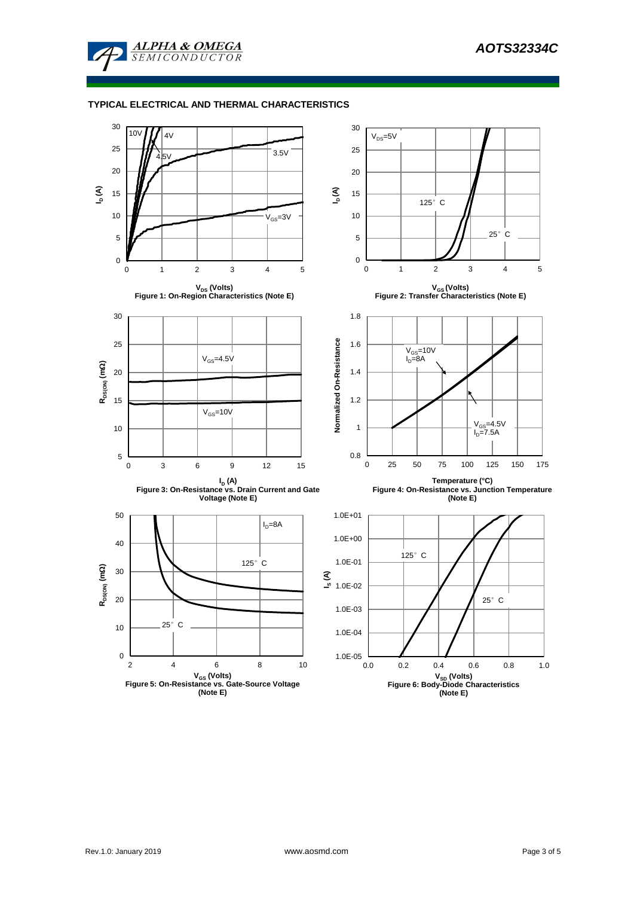## TYPICAL ELECTRICAL AND THERMAL CHARACTERISTICS

**Figure 1: On-Region Characteristics (Note E)**

**Figure 2: Transfer Characteristics (Note E)**

**Figure 3: On-Resistance vs. Drain Current and Gate Voltage (Note E)**

**Figure 4: On-Resistance vs. Junction Temperature (Note E)**

**Figure 5: On-Resistance vs. Gate-Source Voltage (Note E)**

**Figure 6: Body-Diode Characteristics (Note E)**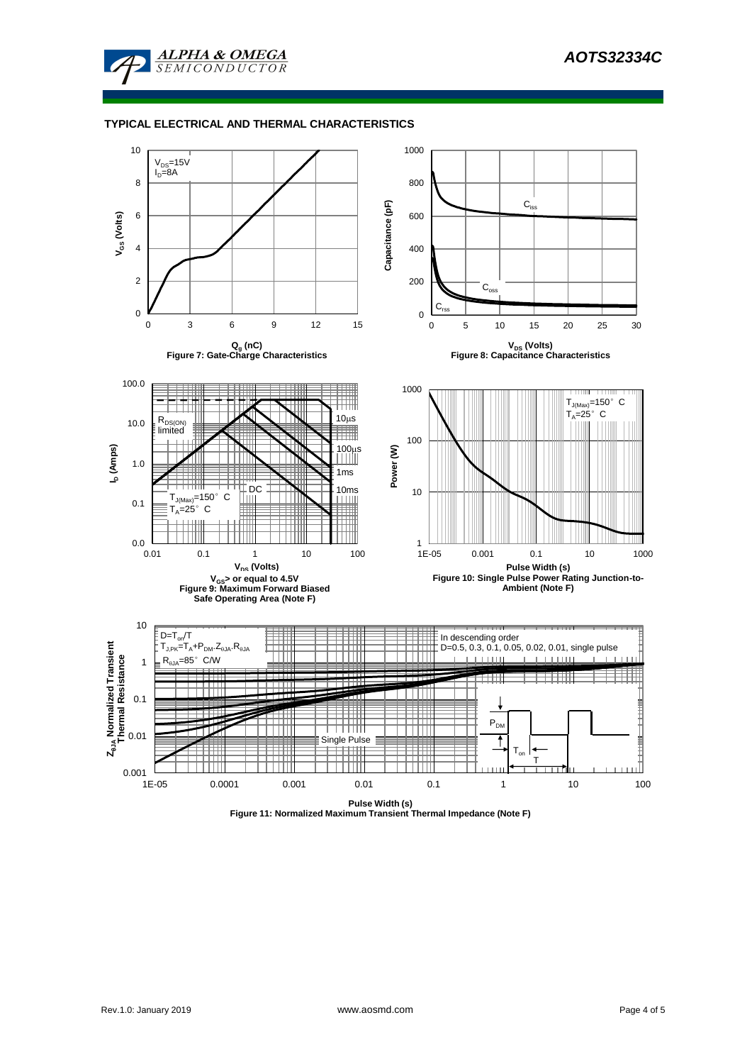## TYPICAL ELECTRICAL AND THERMAL CHARACTERISTICS

$V_{DS}$=15V
$I_D$=8A

$V_{GS}$ (Volts)

$Q_g$ (nC)

Figure 7: Gate-Charge Characteristics

$C_{iss}$

$C_{oss}$

$C_{rss}$

Capacitance (pF)

$V_{DS}$ (Volts)

Figure 8: Capacitance Characteristics

$R_{DS(ON)}$ limited

10µs

100µs

1ms

10ms

DC

$T_{J(Max)}$=150° C
$T_A$=25° C

$I_D$ (Amps)

$V_{DS}$ (Volts)

$V_{GS}$> or equal to 4.5V

Figure 9: Maximum Forward Biased Safe Operating Area (Note F)

$T_{J(Max)}$=150° C
$T_A$=25° C

Power (W)

Pulse Width (s)

Figure 10: Single Pulse Power Rating Junction-to-Ambient (Note F)

$D=T_{on}/T$
$T_{J,PK}=T_A+P_{DM}.Z_{\theta JA}.R_{\theta JA}$
$R_{\theta JA}$=85° C/W

In descending order
D=0.5, 0.3, 0.1, 0.05, 0.02, 0.01, single pulse

Single Pulse

$P_{DM}$

$T_{on}$

T

$Z_{\theta JA}$ Normalized Transient Thermal Resistance

Pulse Width (s)

Figure 11: Normalized Maximum Transient Thermal Impedance (Note F)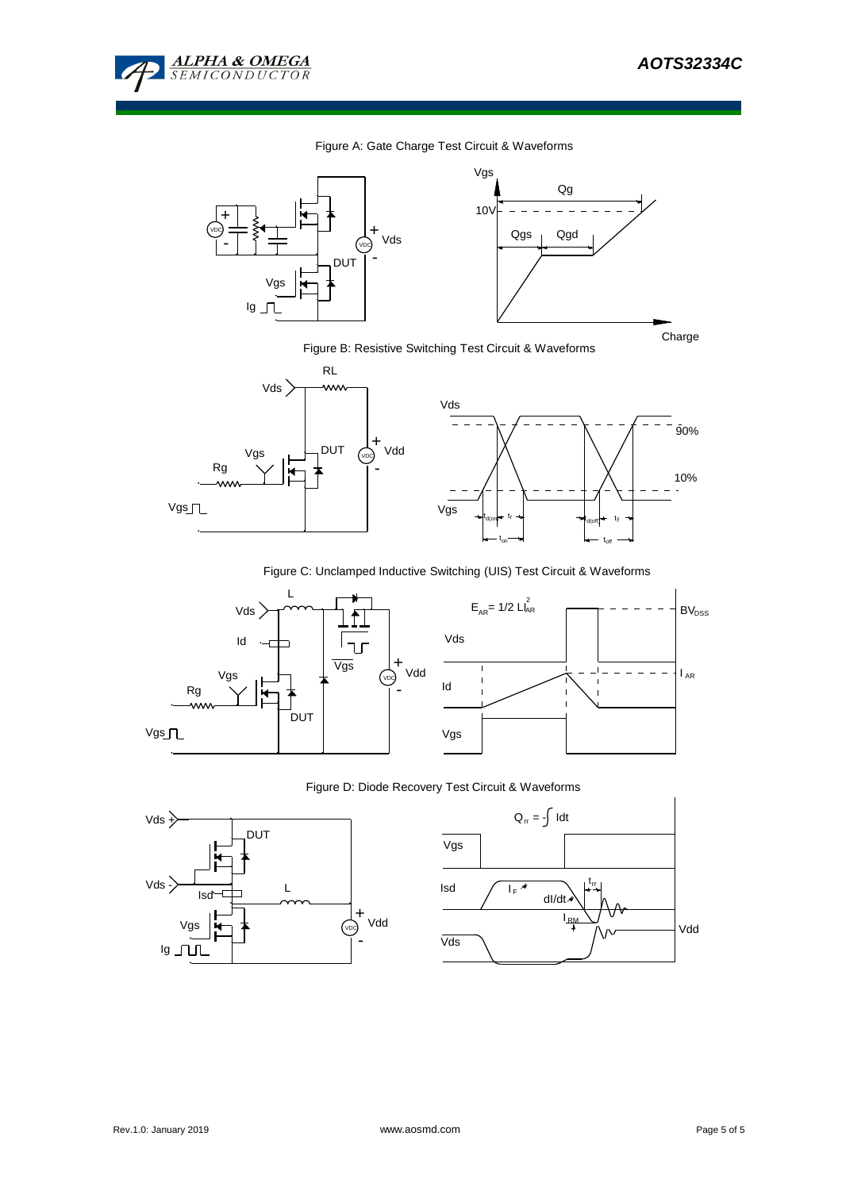Figure A: Gate Charge Test Circuit & Waveforms

Vgs
Qg
10V
Qgs
Qgd
Charge
Vds
DUT
Vgs
Ig

Figure B: Resistive Switching Test Circuit & Waveforms

RL
Vds
Vdd
DUT
Vgs
Rg
Vgs
90%
10%
$t_{d(on)}$
$t_r$
$t_{on}$
$t_{d(off)}$
$t_f$
$t_{off}$

Figure C: Unclamped Inductive Switching (UIS) Test Circuit & Waveforms

L
Vds
Id
Vgs
Rg
Vgs
DUT
Vdd
$E_{AR} = 1/2\ LI_{AR}^2$
$BV_{DSS}$
$I_{AR}$

Figure D: Diode Recovery Test Circuit & Waveforms

Vds +
DUT
Vds -
Isd
L
Vgs
Ig
Vdd
$Q_{rr} = -\int Idt$
Vgs
Isd
$I_F$
dI/dt
$t_{rr}$
$I_{RM}$
Vds
Vdd